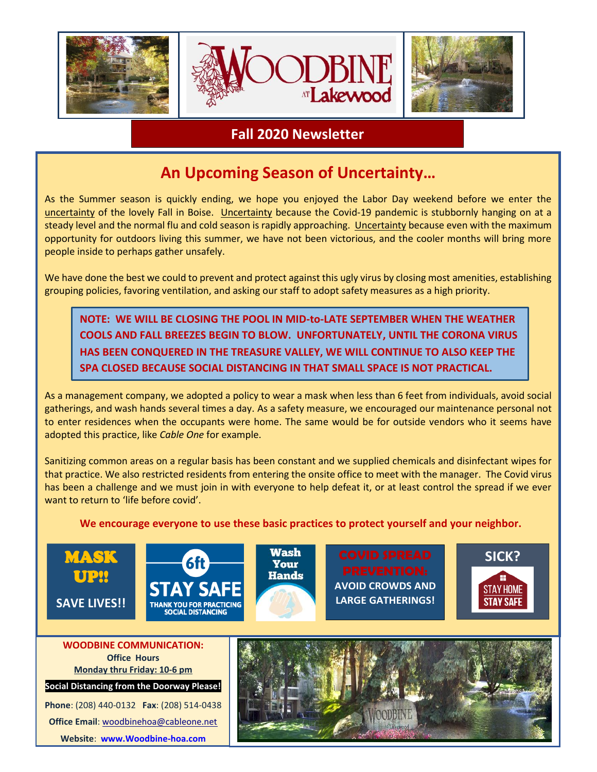# WOODBINE at Lakewood

## Fall 2020 Newsletter

## An Upcoming Season of Uncertainty…

As the Summer season is quickly ending, we hope you enjoyed the Labor Day weekend before we enter the uncertainty of the lovely Fall in Boise. Uncertainty because the Covid-19 pandemic is stubbornly hanging on at a steady level and the normal flu and cold season is rapidly approaching. Uncertainty because even with the maximum opportunity for outdoors living this summer, we have not been victorious, and the cooler months will bring more people inside to perhaps gather unsafely.

We have done the best we could to prevent and protect against this ugly virus by closing most amenities, establishing grouping policies, favoring ventilation, and asking our staff to adopt safety measures as a high priority.

**NOTE: WE WILL BE CLOSING THE POOL IN MID-to-LATE SEPTEMBER WHEN THE WEATHER COOLS AND FALL BREEZES BEGIN TO BLOW. UNFORTUNATELY, UNTIL THE CORONA VIRUS HAS BEEN CONQUERED IN THE TREASURE VALLEY, WE WILL CONTINUE TO ALSO KEEP THE SPA CLOSED BECAUSE SOCIAL DISTANCING IN THAT SMALL SPACE IS NOT PRACTICAL.**

As a management company, we adopted a policy to wear a mask when less than 6 feet from individuals, avoid social gatherings, and wash hands several times a day. As a safety measure, we encouraged our maintenance personal not to enter residences when the occupants were home. The same would be for outside vendors who it seems have adopted this practice, like *Cable One* for example.

Sanitizing common areas on a regular basis has been constant and we supplied chemicals and disinfectant wipes for that practice. We also restricted residents from entering the onsite office to meet with the manager. The Covid virus has been a challenge and we must join in with everyone to help defeat it, or at least control the spread if we ever want to return to 'life before covid'.

**We encourage everyone to use these basic practices to protect yourself and your neighbor.**

MASK UP!! SAVE LIVES!!

6ft STAY SAFE — THANK YOU FOR PRACTICING SOCIAL DISTANCING

Wash Your Hands

COVID SPREAD PREVENTION: AVOID CROWDS AND LARGE GATHERINGS!

SICK? STAY HOME STAY SAFE

**WOODBINE COMMUNICATION:**

**Office Hours**

**Monday thru Friday: 10-6 pm**

**Social Distancing from the Doorway Please!**

**Phone**: (208) 440-0132 **Fax**: (208) 514-0438

**Office Email**: woodbinehoa@cableone.net

**Website**: **www.Woodbine-hoa.com**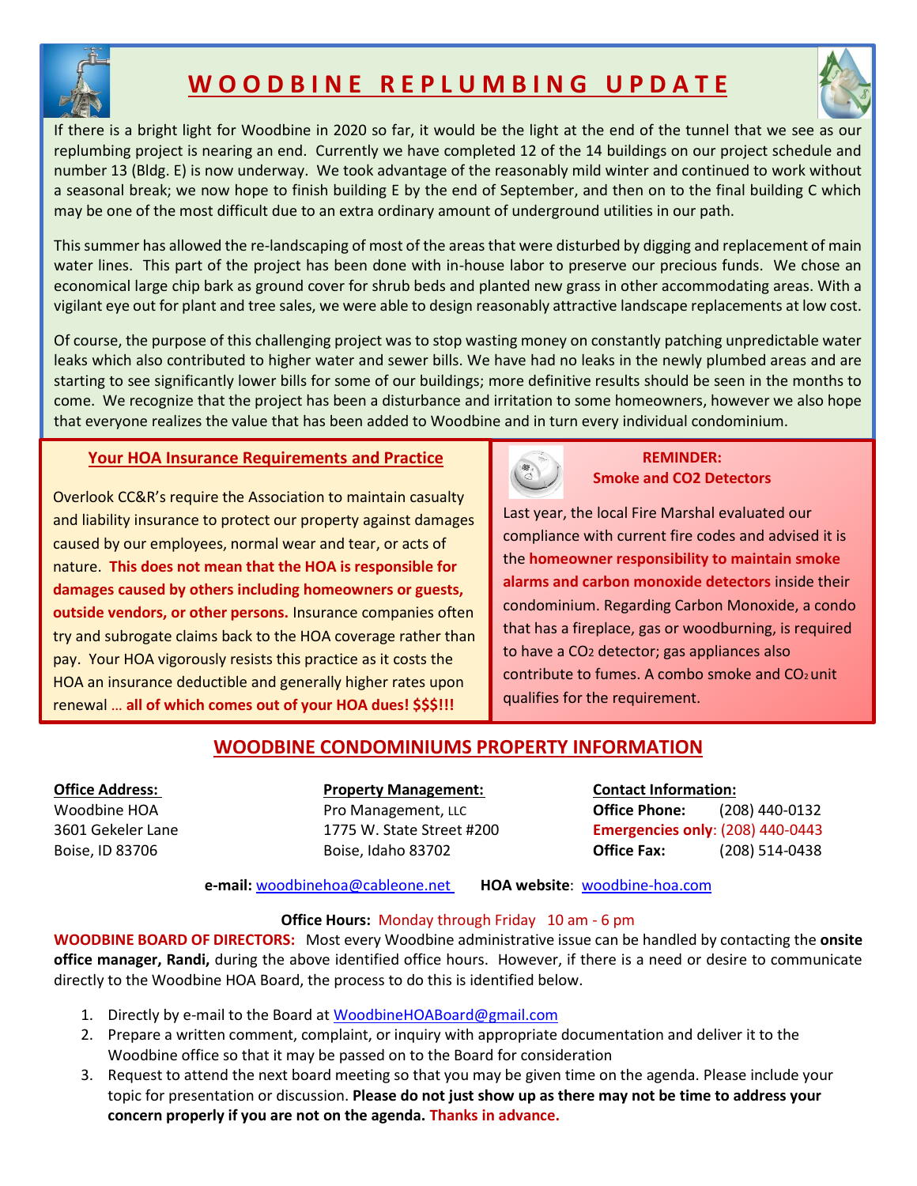# WOODBINE REPLUMBING UPDATE

If there is a bright light for Woodbine in 2020 so far, it would be the light at the end of the tunnel that we see as our replumbing project is nearing an end. Currently we have completed 12 of the 14 buildings on our project schedule and number 13 (Bldg. E) is now underway. We took advantage of the reasonably mild winter and continued to work without a seasonal break; we now hope to finish building E by the end of September, and then on to the final building C which may be one of the most difficult due to an extra ordinary amount of underground utilities in our path.

This summer has allowed the re-landscaping of most of the areas that were disturbed by digging and replacement of main water lines. This part of the project has been done with in-house labor to preserve our precious funds. We chose an economical large chip bark as ground cover for shrub beds and planted new grass in other accommodating areas. With a vigilant eye out for plant and tree sales, we were able to design reasonably attractive landscape replacements at low cost.

Of course, the purpose of this challenging project was to stop wasting money on constantly patching unpredictable water leaks which also contributed to higher water and sewer bills. We have had no leaks in the newly plumbed areas and are starting to see significantly lower bills for some of our buildings; more definitive results should be seen in the months to come. We recognize that the project has been a disturbance and irritation to some homeowners, however we also hope that everyone realizes the value that has been added to Woodbine and in turn every individual condominium.

## Your HOA Insurance Requirements and Practice

Overlook CC&R's require the Association to maintain casualty and liability insurance to protect our property against damages caused by our employees, normal wear and tear, or acts of nature. **This does not mean that the HOA is responsible for damages caused by others including homeowners or guests, outside vendors, or other persons.** Insurance companies often try and subrogate claims back to the HOA coverage rather than pay. Your HOA vigorously resists this practice as it costs the HOA an insurance deductible and generally higher rates upon renewal … **all of which comes out of your HOA dues! $$$!!!**

## REMINDER: Smoke and CO2 Detectors

Last year, the local Fire Marshal evaluated our compliance with current fire codes and advised it is the **homeowner responsibility to maintain smoke alarms and carbon monoxide detectors** inside their condominium. Regarding Carbon Monoxide, a condo that has a fireplace, gas or woodburning, is required to have a $CO_2$ detector; gas appliances also contribute to fumes. A combo smoke and $CO_2$ unit qualifies for the requirement.

## WOODBINE CONDOMINIUMS PROPERTY INFORMATION

**Office Address:**
Woodbine HOA
3601 Gekeler Lane
Boise, ID 83706

**Property Management:**
Pro Management, LLC
1775 W. State Street #200
Boise, Idaho 83702

**Contact Information:**
**Office Phone:** (208) 440-0132
**Emergencies only**: (208) 440-0443
**Office Fax:** (208) 514-0438

**e-mail:** woodbinehoa@cableone.net **HOA website**: woodbine-hoa.com

**Office Hours:** Monday through Friday 10 am - 6 pm

**WOODBINE BOARD OF DIRECTORS:** Most every Woodbine administrative issue can be handled by contacting the **onsite office manager, Randi,** during the above identified office hours. However, if there is a need or desire to communicate directly to the Woodbine HOA Board, the process to do this is identified below.

1. Directly by e-mail to the Board at WoodbineHOABoard@gmail.com
2. Prepare a written comment, complaint, or inquiry with appropriate documentation and deliver it to the Woodbine office so that it may be passed on to the Board for consideration
3. Request to attend the next board meeting so that you may be given time on the agenda. Please include your topic for presentation or discussion. **Please do not just show up as there may not be time to address your concern properly if you are not on the agenda. Thanks in advance.**